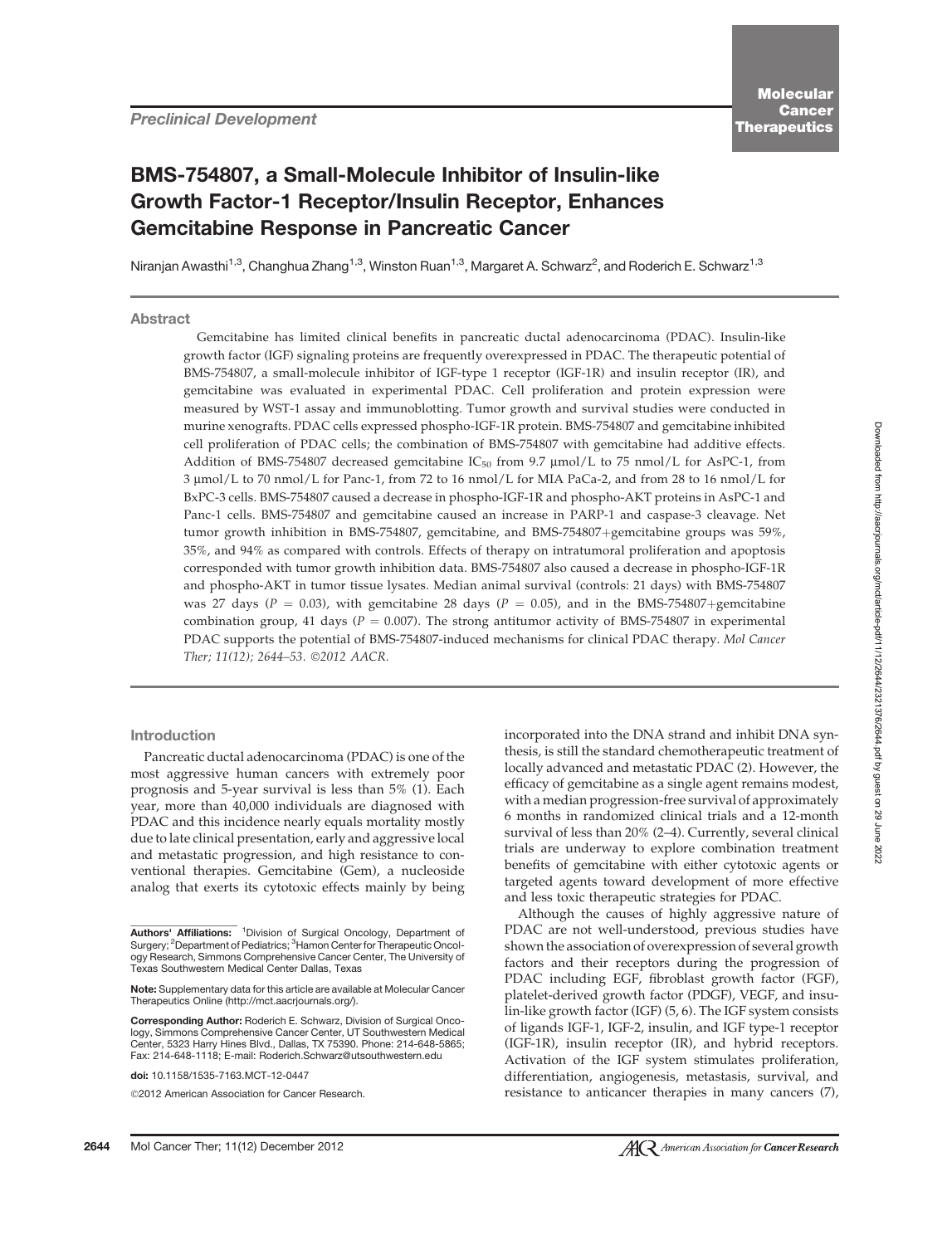Preclinical Development

# BMS-754807, a Small-Molecule Inhibitor of Insulin-like Growth Factor-1 Receptor/Insulin Receptor, Enhances Gemcitabine Response in Pancreatic Cancer

Niranjan Awasthi[1,3], Changhua Zhang[1,3], Winston Ruan[1,3], Margaret A. Schwarz[2], and Roderich E. Schwarz[1,3]

## Abstract

Gemcitabine has limited clinical benefits in pancreatic ductal adenocarcinoma (PDAC). Insulin-like growth factor (IGF) signaling proteins are frequently overexpressed in PDAC. The therapeutic potential of BMS-754807, a small-molecule inhibitor of IGF-type 1 receptor (IGF-1R) and insulin receptor (IR), and gemcitabine was evaluated in experimental PDAC. Cell proliferation and protein expression were measured by WST-1 assay and immunoblotting. Tumor growth and survival studies were conducted in murine xenografts. PDAC cells expressed phospho-IGF-1R protein. BMS-754807 and gemcitabine inhibited cell proliferation of PDAC cells; the combination of BMS-754807 with gemcitabine had additive effects. Addition of BMS-754807 decreased gemcitabine $IC_{50}$ from 9.7 μmol/L to 75 nmol/L for AsPC-1, from 3 μmol/L to 70 nmol/L for Panc-1, from 72 to 16 nmol/L for MIA PaCa-2, and from 28 to 16 nmol/L for BxPC-3 cells. BMS-754807 caused a decrease in phospho-IGF-1R and phospho-AKT proteins in AsPC-1 and Panc-1 cells. BMS-754807 and gemcitabine caused an increase in PARP-1 and caspase-3 cleavage. Net tumor growth inhibition in BMS-754807, gemcitabine, and BMS-754807+gemcitabine groups was 59%, 35%, and 94% as compared with controls. Effects of therapy on intratumoral proliferation and apoptosis corresponded with tumor growth inhibition data. BMS-754807 also caused a decrease in phospho-IGF-1R and phospho-AKT in tumor tissue lysates. Median animal survival (controls: 21 days) with BMS-754807 was 27 days ($P = 0.03$), with gemcitabine 28 days ($P = 0.05$), and in the BMS-754807+gemcitabine combination group, 41 days ($P = 0.007$). The strong antitumor activity of BMS-754807 in experimental PDAC supports the potential of BMS-754807-induced mechanisms for clinical PDAC therapy. *Mol Cancer Ther; 11(12); 2644–53. ©2012 AACR.*

## Introduction

Pancreatic ductal adenocarcinoma (PDAC) is one of the most aggressive human cancers with extremely poor prognosis and 5-year survival is less than 5% (1). Each year, more than 40,000 individuals are diagnosed with PDAC and this incidence nearly equals mortality mostly due to late clinical presentation, early and aggressive local and metastatic progression, and high resistance to conventional therapies. Gemcitabine (Gem), a nucleoside analog that exerts its cytotoxic effects mainly by being incorporated into the DNA strand and inhibit DNA synthesis, is still the standard chemotherapeutic treatment of locally advanced and metastatic PDAC (2). However, the efficacy of gemcitabine as a single agent remains modest, with a median progression-free survival of approximately 6 months in randomized clinical trials and a 12-month survival of less than 20% (2–4). Currently, several clinical trials are underway to explore combination treatment benefits of gemcitabine with either cytotoxic agents or targeted agents toward development of more effective and less toxic therapeutic strategies for PDAC.

Although the causes of highly aggressive nature of PDAC are not well-understood, previous studies have shown the association of overexpression of several growth factors and their receptors during the progression of PDAC including EGF, fibroblast growth factor (FGF), platelet-derived growth factor (PDGF), VEGF, and insulin-like growth factor (IGF) (5, 6). The IGF system consists of ligands IGF-1, IGF-2, insulin, and IGF type-1 receptor (IGF-1R), insulin receptor (IR), and hybrid receptors. Activation of the IGF system stimulates proliferation, differentiation, angiogenesis, metastasis, survival, and resistance to anticancer therapies in many cancers (7),

**Authors' Affiliations:** [1]Division of Surgical Oncology, Department of Surgery; [2]Department of Pediatrics; [3]Hamon Center for Therapeutic Oncology Research, Simmons Comprehensive Cancer Center, The University of Texas Southwestern Medical Center Dallas, Texas

**Note:** Supplementary data for this article are available at Molecular Cancer Therapeutics Online (http://mct.aacrjournals.org/).

**Corresponding Author:** Roderich E. Schwarz, Division of Surgical Oncology, Simmons Comprehensive Cancer Center, UT Southwestern Medical Center, 5323 Harry Hines Blvd., Dallas, TX 75390. Phone: 214-648-5865; Fax: 214-648-1118; E-mail: Roderich.Schwarz@utsouthwestern.edu

**doi:** 10.1158/1535-7163.MCT-12-0447

©2012 American Association for Cancer Research.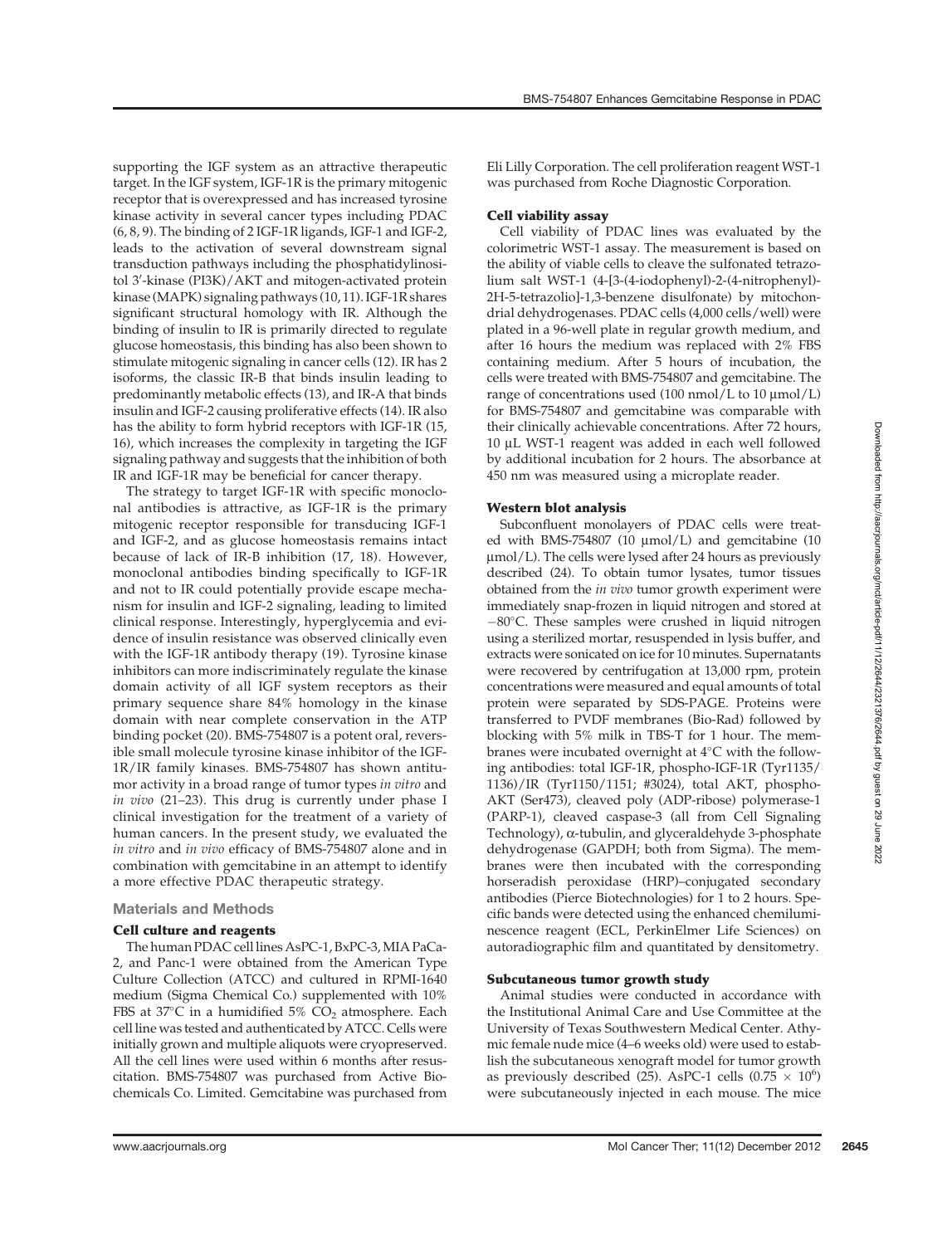supporting the IGF system as an attractive therapeutic target. In the IGF system, IGF-1R is the primary mitogenic receptor that is overexpressed and has increased tyrosine kinase activity in several cancer types including PDAC (6, 8, 9). The binding of 2 IGF-1R ligands, IGF-1 and IGF-2, leads to the activation of several downstream signal transduction pathways including the phosphatidylinositol 3′-kinase (PI3K)/AKT and mitogen-activated protein kinase (MAPK) signaling pathways (10, 11). IGF-1R shares significant structural homology with IR. Although the binding of insulin to IR is primarily directed to regulate glucose homeostasis, this binding has also been shown to stimulate mitogenic signaling in cancer cells (12). IR has 2 isoforms, the classic IR-B that binds insulin leading to predominantly metabolic effects (13), and IR-A that binds insulin and IGF-2 causing proliferative effects (14). IR also has the ability to form hybrid receptors with IGF-1R (15, 16), which increases the complexity in targeting the IGF signaling pathway and suggests that the inhibition of both IR and IGF-1R may be beneficial for cancer therapy.

The strategy to target IGF-1R with specific monoclonal antibodies is attractive, as IGF-1R is the primary mitogenic receptor responsible for transducing IGF-1 and IGF-2, and as glucose homeostasis remains intact because of lack of IR-B inhibition (17, 18). However, monoclonal antibodies binding specifically to IGF-1R and not to IR could potentially provide escape mechanism for insulin and IGF-2 signaling, leading to limited clinical response. Interestingly, hyperglycemia and evidence of insulin resistance was observed clinically even with the IGF-1R antibody therapy (19). Tyrosine kinase inhibitors can more indiscriminately regulate the kinase domain activity of all IGF system receptors as their primary sequence share 84% homology in the kinase domain with near complete conservation in the ATP binding pocket (20). BMS-754807 is a potent oral, reversible small molecule tyrosine kinase inhibitor of the IGF-1R/IR family kinases. BMS-754807 has shown antitumor activity in a broad range of tumor types *in vitro* and *in vivo* (21–23). This drug is currently under phase I clinical investigation for the treatment of a variety of human cancers. In the present study, we evaluated the *in vitro* and *in vivo* efficacy of BMS-754807 alone and in combination with gemcitabine in an attempt to identify a more effective PDAC therapeutic strategy.

## Materials and Methods

### Cell culture and reagents

The human PDAC cell lines AsPC-1, BxPC-3, MIA PaCa-2, and Panc-1 were obtained from the American Type Culture Collection (ATCC) and cultured in RPMI-1640 medium (Sigma Chemical Co.) supplemented with 10% FBS at 37°C in a humidified 5% $CO_2$ atmosphere. Each cell line was tested and authenticated by ATCC. Cells were initially grown and multiple aliquots were cryopreserved. All the cell lines were used within 6 months after resuscitation. BMS-754807 was purchased from Active Biochemicals Co. Limited. Gemcitabine was purchased from Eli Lilly Corporation. The cell proliferation reagent WST-1 was purchased from Roche Diagnostic Corporation.

### Cell viability assay

Cell viability of PDAC lines was evaluated by the colorimetric WST-1 assay. The measurement is based on the ability of viable cells to cleave the sulfonated tetrazolium salt WST-1 (4-[3-(4-iodophenyl)-2-(4-nitrophenyl)-2H-5-tetrazolio]-1,3-benzene disulfonate) by mitochondrial dehydrogenases. PDAC cells (4,000 cells/well) were plated in a 96-well plate in regular growth medium, and after 16 hours the medium was replaced with 2% FBS containing medium. After 5 hours of incubation, the cells were treated with BMS-754807 and gemcitabine. The range of concentrations used (100 nmol/L to 10 μmol/L) for BMS-754807 and gemcitabine was comparable with their clinically achievable concentrations. After 72 hours, 10 μL WST-1 reagent was added in each well followed by additional incubation for 2 hours. The absorbance at 450 nm was measured using a microplate reader.

### Western blot analysis

Subconfluent monolayers of PDAC cells were treated with BMS-754807 (10 μmol/L) and gemcitabine (10 μmol/L). The cells were lysed after 24 hours as previously described (24). To obtain tumor lysates, tumor tissues obtained from the *in vivo* tumor growth experiment were immediately snap-frozen in liquid nitrogen and stored at −80°C. These samples were crushed in liquid nitrogen using a sterilized mortar, resuspended in lysis buffer, and extracts were sonicated on ice for 10 minutes. Supernatants were recovered by centrifugation at 13,000 rpm, protein concentrations were measured and equal amounts of total protein were separated by SDS-PAGE. Proteins were transferred to PVDF membranes (Bio-Rad) followed by blocking with 5% milk in TBS-T for 1 hour. The membranes were incubated overnight at 4°C with the following antibodies: total IGF-1R, phospho-IGF-1R (Tyr1135/1136)/IR (Tyr1150/1151; #3024), total AKT, phospho-AKT (Ser473), cleaved poly (ADP-ribose) polymerase-1 (PARP-1), cleaved caspase-3 (all from Cell Signaling Technology), α-tubulin, and glyceraldehyde 3-phosphate dehydrogenase (GAPDH; both from Sigma). The membranes were then incubated with the corresponding horseradish peroxidase (HRP)–conjugated secondary antibodies (Pierce Biotechnologies) for 1 to 2 hours. Specific bands were detected using the enhanced chemiluminescence reagent (ECL, PerkinElmer Life Sciences) on autoradiographic film and quantitated by densitometry.

### Subcutaneous tumor growth study

Animal studies were conducted in accordance with the Institutional Animal Care and Use Committee at the University of Texas Southwestern Medical Center. Athymic female nude mice (4–6 weeks old) were used to establish the subcutaneous xenograft model for tumor growth as previously described (25). AsPC-1 cells ($0.75 \times 10^6$) were subcutaneously injected in each mouse. The mice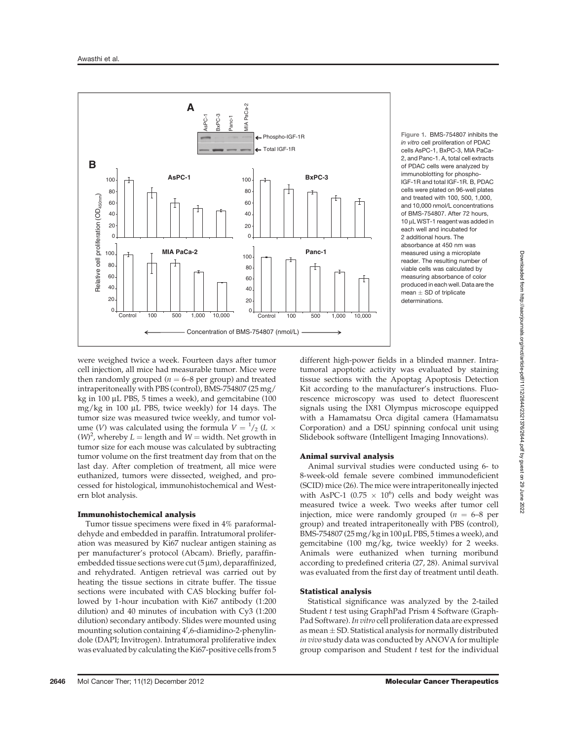Figure 1. BMS-754807 inhibits the *in vitro* cell proliferation of PDAC cells AsPC-1, BxPC-3, MIA PaCa-2, and Panc-1. A, total cell extracts of PDAC cells were analyzed by immunoblotting for phospho-IGF-1R and total IGF-1R. B, PDAC cells were plated on 96-well plates and treated with 100, 500, 1,000, and 10,000 nmol/L concentrations of BMS-754807. After 72 hours, 10 μL WST-1 reagent was added in each well and incubated for 2 additional hours. The absorbance at 450 nm was measured using a microplate reader. The resulting number of viable cells was calculated by measuring absorbance of color produced in each well. Data are the mean ± SD of triplicate determinations.

were weighed twice a week. Fourteen days after tumor cell injection, all mice had measurable tumor. Mice were then randomly grouped ($n = 6$–$8$ per group) and treated intraperitoneally with PBS (control), BMS-754807 (25 mg/kg in 100 μL PBS, 5 times a week), and gemcitabine (100 mg/kg in 100 μL PBS, twice weekly) for 14 days. The tumor size was measured twice weekly, and tumor volume ($V$) was calculated using the formula $V = {}^{1}/_{2}\,(L \times (W)^2$, whereby $L$ = length and $W$ = width. Net growth in tumor size for each mouse was calculated by subtracting tumor volume on the first treatment day from that on the last day. After completion of treatment, all mice were euthanized, tumors were dissected, weighed, and processed for histological, immunohistochemical and Western blot analysis.

#### Immunohistochemical analysis

Tumor tissue specimens were fixed in 4% paraformaldehyde and embedded in paraffin. Intratumoral proliferation was measured by Ki67 nuclear antigen staining as per manufacturer's protocol (Abcam). Briefly, paraffin-embedded tissue sections were cut (5 μm), deparaffinized, and rehydrated. Antigen retrieval was carried out by heating the tissue sections in citrate buffer. The tissue sections were incubated with CAS blocking buffer followed by 1-hour incubation with Ki67 antibody (1:200 dilution) and 40 minutes of incubation with Cy3 (1:200 dilution) secondary antibody. Slides were mounted using mounting solution containing 4′,6-diamidino-2-phenylindole (DAPI; Invitrogen). Intratumoral proliferative index was evaluated by calculating the Ki67-positive cells from 5 different high-power fields in a blinded manner. Intratumoral apoptotic activity was evaluated by staining tissue sections with the Apoptag Apoptosis Detection Kit according to the manufacturer's instructions. Fluorescence microscopy was used to detect fluorescent signals using the IX81 Olympus microscope equipped with a Hamamatsu Orca digital camera (Hamamatsu Corporation) and a DSU spinning confocal unit using Slidebook software (Intelligent Imaging Innovations).

#### Animal survival analysis

Animal survival studies were conducted using 6- to 8-week-old female severe combined immunodeficient (SCID) mice (26). The mice were intraperitoneally injected with AsPC-1 ($0.75 \times 10^6$) cells and body weight was measured twice a week. Two weeks after tumor cell injection, mice were randomly grouped ($n = 6$–$8$ per group) and treated intraperitoneally with PBS (control), BMS-754807 (25 mg/kg in 100 μL PBS, 5 times a week), and gemcitabine (100 mg/kg, twice weekly) for 2 weeks. Animals were euthanized when turning moribund according to predefined criteria (27, 28). Animal survival was evaluated from the first day of treatment until death.

#### Statistical analysis

Statistical significance was analyzed by the 2-tailed Student $t$ test using GraphPad Prism 4 Software (GraphPad Software). *In vitro* cell proliferation data are expressed as mean ± SD. Statistical analysis for normally distributed *in vivo* study data was conducted by ANOVA for multiple group comparison and Student $t$ test for the individual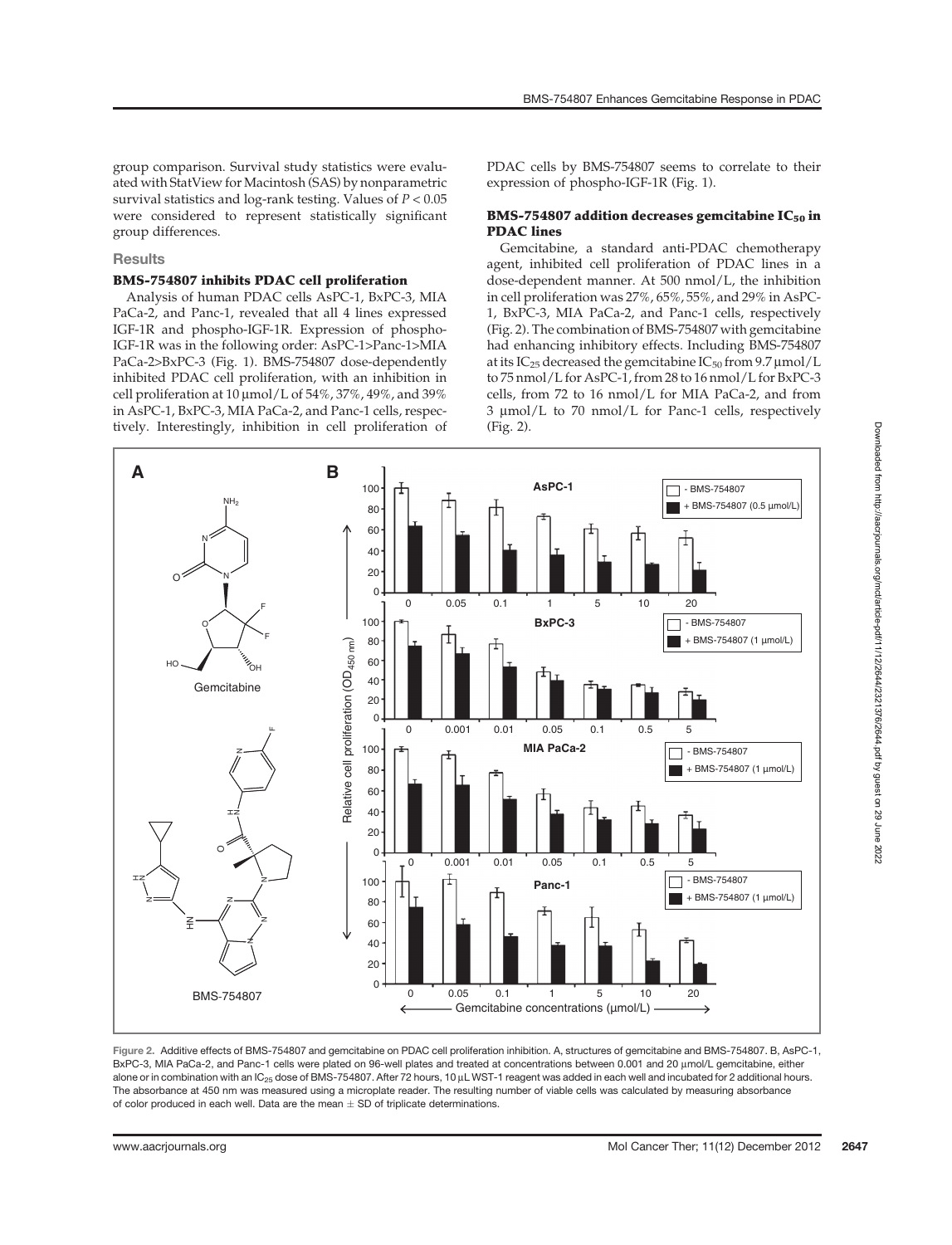group comparison. Survival study statistics were evaluated with StatView for Macintosh (SAS) by nonparametric survival statistics and log-rank testing. Values of $P < 0.05$ were considered to represent statistically significant group differences.

## Results

### BMS-754807 inhibits PDAC cell proliferation

Analysis of human PDAC cells AsPC-1, BxPC-3, MIA PaCa-2, and Panc-1, revealed that all 4 lines expressed IGF-1R and phospho-IGF-1R. Expression of phospho-IGF-1R was in the following order: AsPC-1>Panc-1>MIA PaCa-2>BxPC-3 (Fig. 1). BMS-754807 dose-dependently inhibited PDAC cell proliferation, with an inhibition in cell proliferation at 10 μmol/L of 54%, 37%, 49%, and 39% in AsPC-1, BxPC-3, MIA PaCa-2, and Panc-1 cells, respectively. Interestingly, inhibition in cell proliferation of PDAC cells by BMS-754807 seems to correlate to their expression of phospho-IGF-1R (Fig. 1).

### BMS-754807 addition decreases gemcitabine $IC_{50}$ in PDAC lines

Gemcitabine, a standard anti-PDAC chemotherapy agent, inhibited cell proliferation of PDAC lines in a dose-dependent manner. At 500 nmol/L, the inhibition in cell proliferation was 27%, 65%, 55%, and 29% in AsPC-1, BxPC-3, MIA PaCa-2, and Panc-1 cells, respectively (Fig. 2). The combination of BMS-754807 with gemcitabine had enhancing inhibitory effects. Including BMS-754807 at its $IC_{25}$ decreased the gemcitabine $IC_{50}$ from 9.7 μmol/L to 75 nmol/L for AsPC-1, from 28 to 16 nmol/L for BxPC-3 cells, from 72 to 16 nmol/L for MIA PaCa-2, and from 3 μmol/L to 70 nmol/L for Panc-1 cells, respectively (Fig. 2).

Figure 2. Additive effects of BMS-754807 and gemcitabine on PDAC cell proliferation inhibition. A, structures of gemcitabine and BMS-754807. B, AsPC-1, BxPC-3, MIA PaCa-2, and Panc-1 cells were plated on 96-well plates and treated at concentrations between 0.001 and 20 μmol/L gemcitabine, either alone or in combination with an $IC_{25}$ dose of BMS-754807. After 72 hours, 10 μL WST-1 reagent was added in each well and incubated for 2 additional hours. The absorbance at 450 nm was measured using a microplate reader. The resulting number of viable cells was calculated by measuring absorbance of color produced in each well. Data are the mean ± SD of triplicate determinations.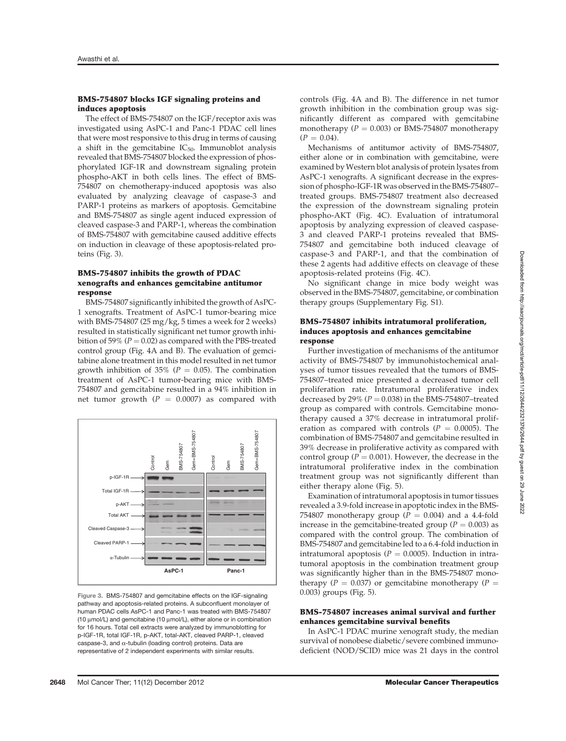### BMS-754807 blocks IGF signaling proteins and induces apoptosis

The effect of BMS-754807 on the IGF/receptor axis was investigated using AsPC-1 and Panc-1 PDAC cell lines that were most responsive to this drug in terms of causing a shift in the gemcitabine $IC_{50}$. Immunoblot analysis revealed that BMS-754807 blocked the expression of phosphorylated IGF-1R and downstream signaling protein phospho-AKT in both cells lines. The effect of BMS-754807 on chemotherapy-induced apoptosis was also evaluated by analyzing cleavage of caspase-3 and PARP-1 proteins as markers of apoptosis. Gemcitabine and BMS-754807 as single agent induced expression of cleaved caspase-3 and PARP-1, whereas the combination of BMS-754807 with gemcitabine caused additive effects on induction in cleavage of these apoptosis-related proteins (Fig. 3).

### BMS-754807 inhibits the growth of PDAC xenografts and enhances gemcitabine antitumor response

BMS-754807 significantly inhibited the growth of AsPC-1 xenografts. Treatment of AsPC-1 tumor-bearing mice with BMS-754807 (25 mg/kg, 5 times a week for 2 weeks) resulted in statistically significant net tumor growth inhibition of 59% ($P = 0.02$) as compared with the PBS-treated control group (Fig. 4A and B). The evaluation of gemcitabine alone treatment in this model resulted in net tumor growth inhibition of 35% ($P = 0.05$). The combination treatment of AsPC-1 tumor-bearing mice with BMS-754807 and gemcitabine resulted in a 94% inhibition in net tumor growth ($P = 0.0007$) as compared with controls (Fig. 4A and B). The difference in net tumor growth inhibition in the combination group was significantly different as compared with gemcitabine monotherapy ($P = 0.003$) or BMS-754807 monotherapy ($P = 0.04$).

Mechanisms of antitumor activity of BMS-754807, either alone or in combination with gemcitabine, were examined by Western blot analysis of protein lysates from AsPC-1 xenografts. A significant decrease in the expression of phospho-IGF-1R was observed in the BMS-754807–treated groups. BMS-754807 treatment also decreased the expression of the downstream signaling protein phospho-AKT (Fig. 4C). Evaluation of intratumoral apoptosis by analyzing expression of cleaved caspase-3 and cleaved PARP-1 proteins revealed that BMS-754807 and gemcitabine both induced cleavage of caspase-3 and PARP-1, and that the combination of these 2 agents had additive effects on cleavage of these apoptosis-related proteins (Fig. 4C).

No significant change in mice body weight was observed in the BMS-754807, gemcitabine, or combination therapy groups (Supplementary Fig. S1).

Figure 3. BMS-754807 and gemcitabine effects on the IGF-signaling pathway and apoptosis-related proteins. A subconfluent monolayer of human PDAC cells AsPC-1 and Panc-1 was treated with BMS-754807 (10 μmol/L) and gemcitabine (10 μmol/L), either alone or in combination for 16 hours. Total cell extracts were analyzed by immunoblotting for p-IGF-1R, total IGF-1R, p-AKT, total-AKT, cleaved PARP-1, cleaved caspase-3, and α-tubulin (loading control) proteins. Data are representative of 2 independent experiments with similar results.

### BMS-754807 inhibits intratumoral proliferation, induces apoptosis and enhances gemcitabine response

Further investigation of mechanisms of the antitumor activity of BMS-754807 by immunohistochemical analyses of tumor tissues revealed that the tumors of BMS-754807–treated mice presented a decreased tumor cell proliferation rate. Intratumoral proliferative index decreased by 29% ($P = 0.038$) in the BMS-754807–treated group as compared with controls. Gemcitabine monotherapy caused a 37% decrease in intratumoral proliferation as compared with controls ($P = 0.0005$). The combination of BMS-754807 and gemcitabine resulted in 39% decrease in proliferative activity as compared with control group ($P = 0.001$). However, the decrease in the intratumoral proliferative index in the combination treatment group was not significantly different than either therapy alone (Fig. 5).

Examination of intratumoral apoptosis in tumor tissues revealed a 3.9-fold increase in apoptotic index in the BMS-754807 monotherapy group ($P = 0.004$) and a 4.4-fold increase in the gemcitabine-treated group ($P = 0.003$) as compared with the control group. The combination of BMS-754807 and gemcitabine led to a 6.4-fold induction in intratumoral apoptosis ($P = 0.0005$). Induction in intratumoral apoptosis in the combination treatment group was significantly higher than in the BMS-754807 monotherapy ($P = 0.037$) or gemcitabine monotherapy ($P = 0.003$) groups (Fig. 5).

### BMS-754807 increases animal survival and further enhances gemcitabine survival benefits

In AsPC-1 PDAC murine xenograft study, the median survival of nonobese diabetic/severe combined immunodeficient (NOD/SCID) mice was 21 days in the control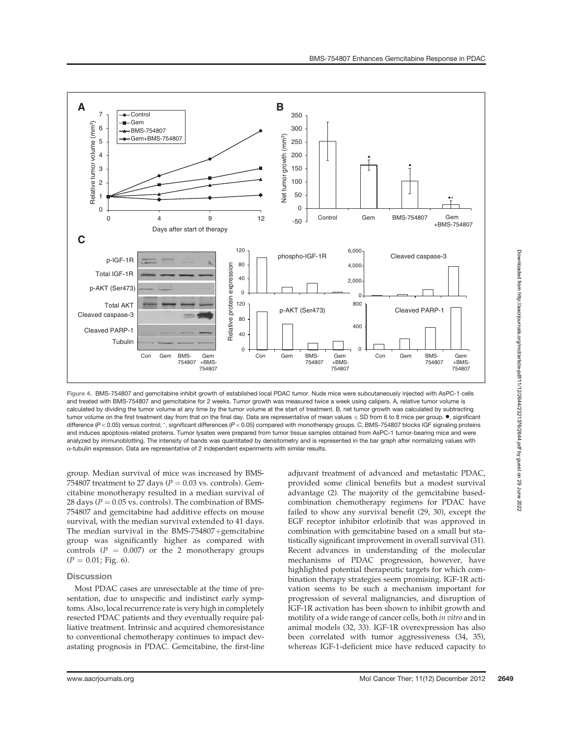Figure 4. BMS-754807 and gemcitabine inhibit growth of established local PDAC tumor. Nude mice were subcutaneously injected with AsPC-1 cells and treated with BMS-754807 and gemcitabine for 2 weeks. Tumor growth was measured twice a week using calipers. A, relative tumor volume is calculated by dividing the tumor volume at any time by the tumor volume at the start of treatment. B, net tumor growth was calculated by subtracting tumor volume on the first treatment day from that on the final day. Data are representative of mean values ± SD from 6 to 8 mice per group. ●, significant difference ($P < 0.05$) versus control; *, significant differences ($P < 0.05$) compared with monotherapy groups. C, BMS-754807 blocks IGF signaling proteins and induces apoptosis-related proteins. Tumor lysates were prepared from tumor tissue samples obtained from AsPC-1 tumor-bearing mice and were analyzed by immunoblotting. The intensity of bands was quantitated by densitometry and is represented in the bar graph after normalizing values with α-tubulin expression. Data are representative of 2 independent experiments with similar results.

group. Median survival of mice was increased by BMS-754807 treatment to 27 days ($P = 0.03$ vs. controls). Gemcitabine monotherapy resulted in a median survival of 28 days ($P = 0.05$ vs. controls). The combination of BMS-754807 and gemcitabine had additive effects on mouse survival, with the median survival extended to 41 days. The median survival in the BMS-754807+gemcitabine group was significantly higher as compared with controls ($P = 0.007$) or the 2 monotherapy groups ($P = 0.01$; Fig. 6).

## Discussion

Most PDAC cases are unresectable at the time of presentation, due to unspecific and indistinct early symptoms. Also, local recurrence rate is very high in completely resected PDAC patients and they eventually require palliative treatment. Intrinsic and acquired chemoresistance to conventional chemotherapy continues to impact devastating prognosis in PDAC. Gemcitabine, the first-line adjuvant treatment of advanced and metastatic PDAC, provided some clinical benefits but a modest survival advantage (2). The majority of the gemcitabine based-combination chemotherapy regimens for PDAC have failed to show any survival benefit (29, 30), except the EGF receptor inhibitor erlotinib that was approved in combination with gemcitabine based on a small but statistically significant improvement in overall survival (31). Recent advances in understanding of the molecular mechanisms of PDAC progression, however, have highlighted potential therapeutic targets for which combination therapy strategies seem promising. IGF-1R activation seems to be such a mechanism important for progression of several malignancies, and disruption of IGF-1R activation has been shown to inhibit growth and motility of a wide range of cancer cells, both *in vitro* and in animal models (32, 33). IGF-1R overexpression has also been correlated with tumor aggressiveness (34, 35), whereas IGF-1-deficient mice have reduced capacity to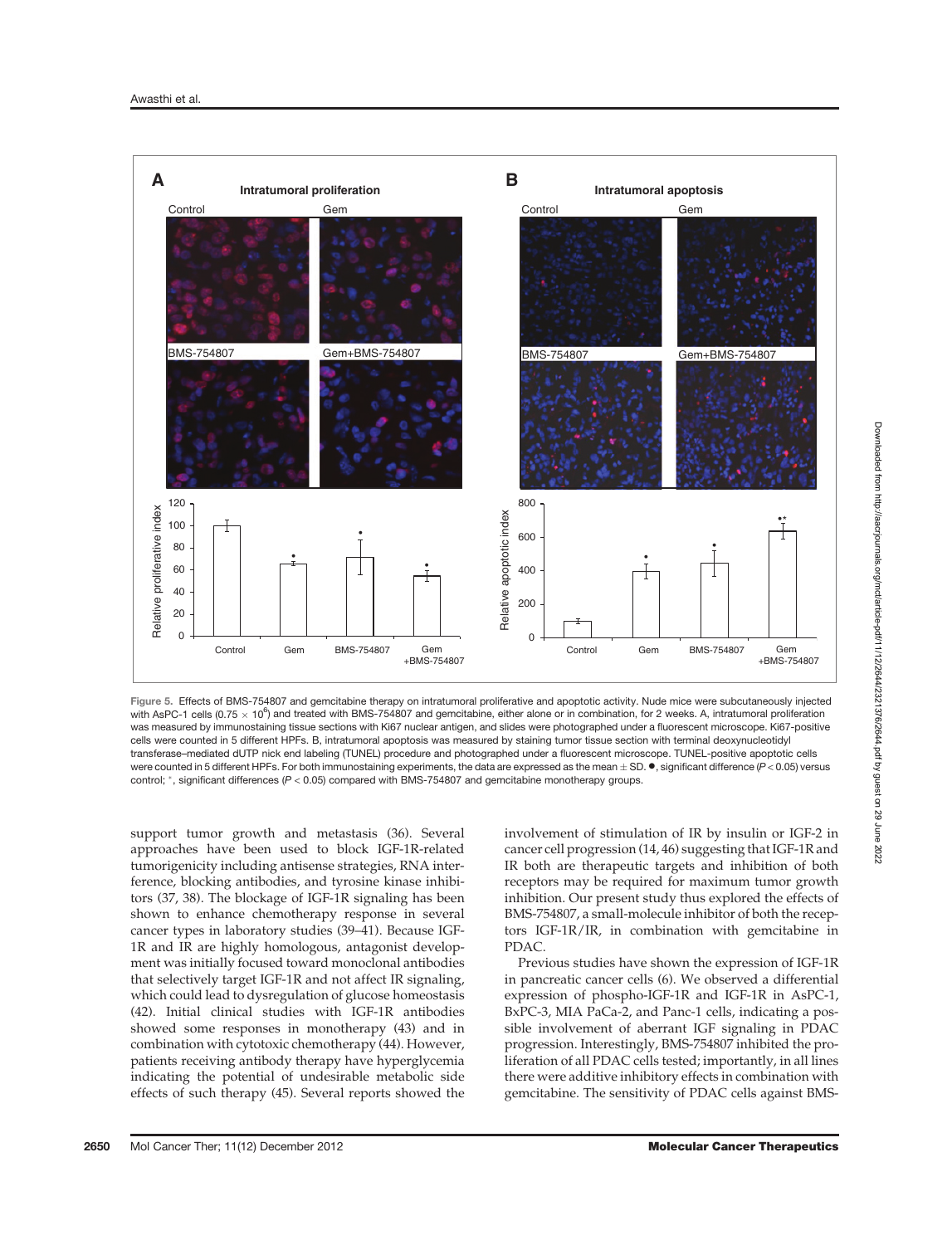Figure 5. Effects of BMS-754807 and gemcitabine therapy on intratumoral proliferative and apoptotic activity. Nude mice were subcutaneously injected with AsPC-1 cells ($0.75 \times 10^6$) and treated with BMS-754807 and gemcitabine, either alone or in combination, for 2 weeks. A, intratumoral proliferation was measured by immunostaining tissue sections with Ki67 nuclear antigen, and slides were photographed under a fluorescent microscope. Ki67-positive cells were counted in 5 different HPFs. B, intratumoral apoptosis was measured by staining tumor tissue section with terminal deoxynucleotidyl transferase–mediated dUTP nick end labeling (TUNEL) procedure and photographed under a fluorescent microscope. TUNEL-positive apoptotic cells were counted in 5 different HPFs. For both immunostaining experiments, the data are expressed as the mean ± SD. ●, significant difference ($P < 0.05$) versus control; *, significant differences ($P < 0.05$) compared with BMS-754807 and gemcitabine monotherapy groups.

support tumor growth and metastasis (36). Several approaches have been used to block IGF-1R-related tumorigenicity including antisense strategies, RNA interference, blocking antibodies, and tyrosine kinase inhibitors (37, 38). The blockage of IGF-1R signaling has been shown to enhance chemotherapy response in several cancer types in laboratory studies (39–41). Because IGF-1R and IR are highly homologous, antagonist development was initially focused toward monoclonal antibodies that selectively target IGF-1R and not affect IR signaling, which could lead to dysregulation of glucose homeostasis (42). Initial clinical studies with IGF-1R antibodies showed some responses in monotherapy (43) and in combination with cytotoxic chemotherapy (44). However, patients receiving antibody therapy have hyperglycemia indicating the potential of undesirable metabolic side effects of such therapy (45). Several reports showed the involvement of stimulation of IR by insulin or IGF-2 in cancer cell progression (14, 46) suggesting that IGF-1R and IR both are therapeutic targets and inhibition of both receptors may be required for maximum tumor growth inhibition. Our present study thus explored the effects of BMS-754807, a small-molecule inhibitor of both the receptors IGF-1R/IR, in combination with gemcitabine in PDAC.

Previous studies have shown the expression of IGF-1R in pancreatic cancer cells (6). We observed a differential expression of phospho-IGF-1R and IGF-1R in AsPC-1, BxPC-3, MIA PaCa-2, and Panc-1 cells, indicating a possible involvement of aberrant IGF signaling in PDAC progression. Interestingly, BMS-754807 inhibited the proliferation of all PDAC cells tested; importantly, in all lines there were additive inhibitory effects in combination with gemcitabine. The sensitivity of PDAC cells against BMS-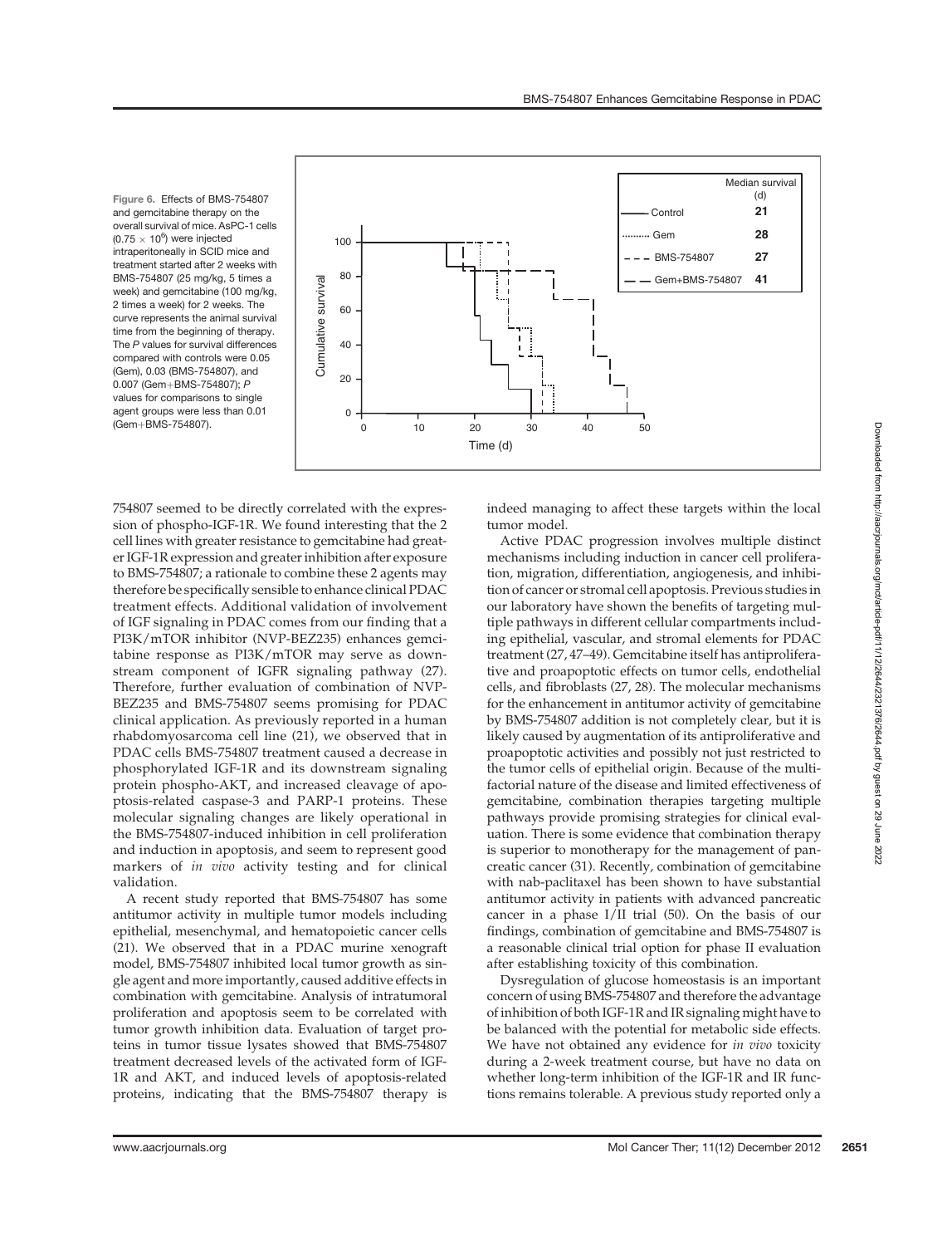Figure 6. Effects of BMS-754807 and gemcitabine therapy on the overall survival of mice. AsPC-1 cells ($0.75 \times 10^6$) were injected intraperitoneally in SCID mice and treatment started after 2 weeks with BMS-754807 (25 mg/kg, 5 times a week) and gemcitabine (100 mg/kg, 2 times a week) for 2 weeks. The curve represents the animal survival time from the beginning of therapy. The $P$ values for survival differences compared with controls were 0.05 (Gem), 0.03 (BMS-754807), and 0.007 (Gem+BMS-754807); $P$ values for comparisons to single agent groups were less than 0.01 (Gem+BMS-754807).

| | Median survival (d) |
|---|---|
| Control | 21 |
| Gem | 28 |
| BMS-754807 | 27 |
| Gem+BMS-754807 | 41 |

754807 seemed to be directly correlated with the expression of phospho-IGF-1R. We found interesting that the 2 cell lines with greater resistance to gemcitabine had greater IGF-1R expression and greater inhibition after exposure to BMS-754807; a rationale to combine these 2 agents may therefore be specifically sensible to enhance clinical PDAC treatment effects. Additional validation of involvement of IGF signaling in PDAC comes from our finding that a PI3K/mTOR inhibitor (NVP-BEZ235) enhances gemcitabine response as PI3K/mTOR may serve as downstream component of IGFR signaling pathway (27). Therefore, further evaluation of combination of NVP-BEZ235 and BMS-754807 seems promising for PDAC clinical application. As previously reported in a human rhabdomyosarcoma cell line (21), we observed that in PDAC cells BMS-754807 treatment caused a decrease in phosphorylated IGF-1R and its downstream signaling protein phospho-AKT, and increased cleavage of apoptosis-related caspase-3 and PARP-1 proteins. These molecular signaling changes are likely operational in the BMS-754807-induced inhibition in cell proliferation and induction in apoptosis, and seem to represent good markers of *in vivo* activity testing and for clinical validation.

A recent study reported that BMS-754807 has some antitumor activity in multiple tumor models including epithelial, mesenchymal, and hematopoietic cancer cells (21). We observed that in a PDAC murine xenograft model, BMS-754807 inhibited local tumor growth as single agent and more importantly, caused additive effects in combination with gemcitabine. Analysis of intratumoral proliferation and apoptosis seem to be correlated with tumor growth inhibition data. Evaluation of target proteins in tumor tissue lysates showed that BMS-754807 treatment decreased levels of the activated form of IGF-1R and AKT, and induced levels of apoptosis-related proteins, indicating that the BMS-754807 therapy is indeed managing to affect these targets within the local tumor model.

Active PDAC progression involves multiple distinct mechanisms including induction in cancer cell proliferation, migration, differentiation, angiogenesis, and inhibition of cancer or stromal cell apoptosis. Previous studies in our laboratory have shown the benefits of targeting multiple pathways in different cellular compartments including epithelial, vascular, and stromal elements for PDAC treatment (27, 47–49). Gemcitabine itself has antiproliferative and proapoptotic effects on tumor cells, endothelial cells, and fibroblasts (27, 28). The molecular mechanisms for the enhancement in antitumor activity of gemcitabine by BMS-754807 addition is not completely clear, but it is likely caused by augmentation of its antiproliferative and proapoptotic activities and possibly not just restricted to the tumor cells of epithelial origin. Because of the multifactorial nature of the disease and limited effectiveness of gemcitabine, combination therapies targeting multiple pathways provide promising strategies for clinical evaluation. There is some evidence that combination therapy is superior to monotherapy for the management of pancreatic cancer (31). Recently, combination of gemcitabine with nab-paclitaxel has been shown to have substantial antitumor activity in patients with advanced pancreatic cancer in a phase I/II trial (50). On the basis of our findings, combination of gemcitabine and BMS-754807 is a reasonable clinical trial option for phase II evaluation after establishing toxicity of this combination.

Dysregulation of glucose homeostasis is an important concern of using BMS-754807 and therefore the advantage of inhibition of both IGF-1R and IR signaling might have to be balanced with the potential for metabolic side effects. We have not obtained any evidence for *in vivo* toxicity during a 2-week treatment course, but have no data on whether long-term inhibition of the IGF-1R and IR functions remains tolerable. A previous study reported only a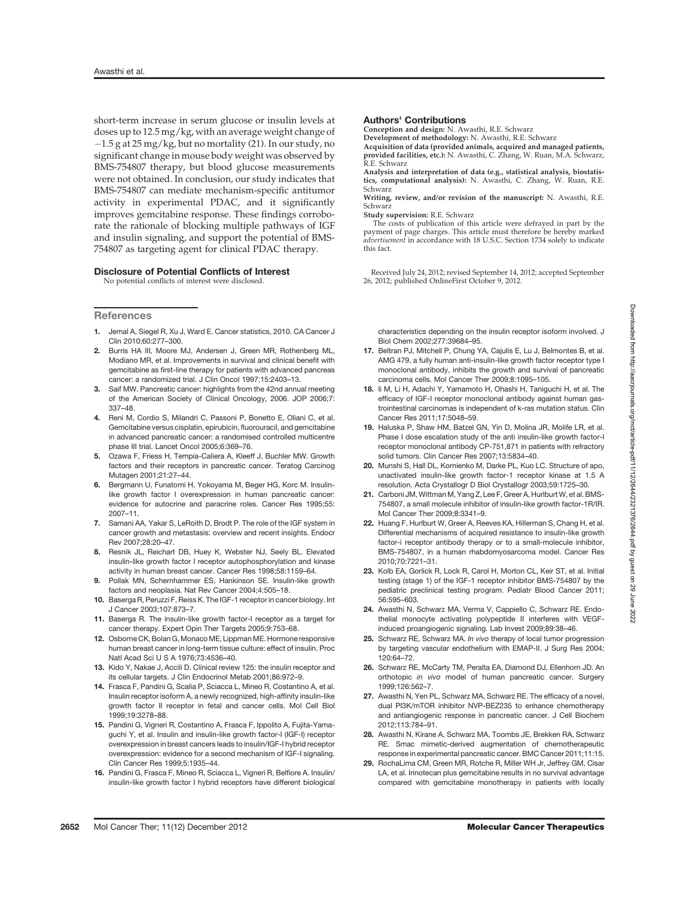short-term increase in serum glucose or insulin levels at doses up to 12.5 mg/kg, with an average weight change of −1.5 g at 25 mg/kg, but no mortality (21). In our study, no significant change in mouse body weight was observed by BMS-754807 therapy, but blood glucose measurements were not obtained. In conclusion, our study indicates that BMS-754807 can mediate mechanism-specific antitumor activity in experimental PDAC, and it significantly improves gemcitabine response. These findings corroborate the rationale of blocking multiple pathways of IGF and insulin signaling, and support the potential of BMS-754807 as targeting agent for clinical PDAC therapy.

## Disclosure of Potential Conflicts of Interest

No potential conflicts of interest were disclosed.

## Authors' Contributions

**Conception and design:** N. Awasthi, R.E. Schwarz

**Development of methodology:** N. Awasthi, R.E. Schwarz

**Acquisition of data (provided animals, acquired and managed patients, provided facilities, etc.):** N. Awasthi, C. Zhang, W. Ruan, M.A. Schwarz, R.E. Schwarz

**Analysis and interpretation of data (e.g., statistical analysis, biostatistics, computational analysis):** N. Awasthi, C. Zhang, W. Ruan, R.E. Schwarz

**Writing, review, and/or revision of the manuscript:** N. Awasthi, R.E. Schwarz

**Study supervision:** R.E. Schwarz

The costs of publication of this article were defrayed in part by the payment of page charges. This article must therefore be hereby marked *advertisement* in accordance with 18 U.S.C. Section 1734 solely to indicate this fact.

Received July 24, 2012; revised September 14, 2012; accepted September 26, 2012; published OnlineFirst October 9, 2012.

## References

1. Jemal A, Siegel R, Xu J, Ward E. Cancer statistics, 2010. CA Cancer J Clin 2010;60:277–300.
2. Burris HA III, Moore MJ, Andersen J, Green MR, Rothenberg ML, Modiano MR, et al. Improvements in survival and clinical benefit with gemcitabine as first-line therapy for patients with advanced pancreas cancer: a randomized trial. J Clin Oncol 1997;15:2403–13.
3. Saif MW. Pancreatic cancer: highlights from the 42nd annual meeting of the American Society of Clinical Oncology, 2006. JOP 2006;7: 337–48.
4. Reni M, Cordio S, Milandri C, Passoni P, Bonetto E, Oliani C, et al. Gemcitabine versus cisplatin, epirubicin, fluorouracil, and gemcitabine in advanced pancreatic cancer: a randomised controlled multicentre phase III trial. Lancet Oncol 2005;6:369–76.
5. Ozawa F, Friess H, Tempia-Caliera A, Kleeff J, Buchler MW. Growth factors and their receptors in pancreatic cancer. Teratog Carcinog Mutagen 2001;21:27–44.
6. Bergmann U, Funatomi H, Yokoyama M, Beger HG, Korc M. Insulin-like growth factor I overexpression in human pancreatic cancer: evidence for autocrine and paracrine roles. Cancer Res 1995;55: 2007–11.
7. Samani AA, Yakar S, LeRoith D, Brodt P. The role of the IGF system in cancer growth and metastasis: overview and recent insights. Endocr Rev 2007;28:20–47.
8. Resnik JL, Reichart DB, Huey K, Webster NJ, Seely BL. Elevated insulin-like growth factor I receptor autophosphorylation and kinase activity in human breast cancer. Cancer Res 1998;58:1159–64.
9. Pollak MN, Schernhammer ES, Hankinson SE. Insulin-like growth factors and neoplasia. Nat Rev Cancer 2004;4:505–18.
10. Baserga R, Peruzzi F, Reiss K. The IGF-1 receptor in cancer biology. Int J Cancer 2003;107:873–7.
11. Baserga R. The insulin-like growth factor-I receptor as a target for cancer therapy. Expert Opin Ther Targets 2005;9:753–68.
12. Osborne CK, Bolan G, Monaco ME, Lippman ME. Hormone responsive human breast cancer in long-term tissue culture: effect of insulin. Proc Natl Acad Sci U S A 1976;73:4536–40.
13. Kido Y, Nakae J, Accili D. Clinical review 125: the insulin receptor and its cellular targets. J Clin Endocrinol Metab 2001;86:972–9.
14. Frasca F, Pandini G, Scalia P, Sciacca L, Mineo R, Costantino A, et al. Insulin receptor isoform A, a newly recognized, high-affinity insulin-like growth factor II receptor in fetal and cancer cells. Mol Cell Biol 1999;19:3278–88.
15. Pandini G, Vigneri R, Costantino A, Frasca F, Ippolito A, Fujita-Yamaguchi Y, et al. Insulin and insulin-like growth factor-I (IGF-I) receptor overexpression in breast cancers leads to insulin/IGF-I hybrid receptor overexpression: evidence for a second mechanism of IGF-I signaling. Clin Cancer Res 1999;5:1935–44.
16. Pandini G, Frasca F, Mineo R, Sciacca L, Vigneri R, Belfiore A. Insulin/insulin-like growth factor I hybrid receptors have different biological characteristics depending on the insulin receptor isoform involved. J Biol Chem 2002;277:39684–95.
17. Beltran PJ, Mitchell P, Chung YA, Cajulis E, Lu J, Belmontes B, et al. AMG 479, a fully human anti-insulin-like growth factor receptor type I monoclonal antibody, inhibits the growth and survival of pancreatic carcinoma cells. Mol Cancer Ther 2009;8:1095–105.
18. Ii M, Li H, Adachi Y, Yamamoto H, Ohashi H, Taniguchi H, et al. The efficacy of IGF-I receptor monoclonal antibody against human gastrointestinal carcinomas is independent of k-ras mutation status. Clin Cancer Res 2011;17:5048–59.
19. Haluska P, Shaw HM, Batzel GN, Yin D, Molina JR, Molife LR, et al. Phase I dose escalation study of the anti insulin-like growth factor-I receptor monoclonal antibody CP-751,871 in patients with refractory solid tumors. Clin Cancer Res 2007;13:5834–40.
20. Munshi S, Hall DL, Kornienko M, Darke PL, Kuo LC. Structure of apo, unactivated insulin-like growth factor-1 receptor kinase at 1.5 A resolution. Acta Crystallogr D Biol Crystallogr 2003;59:1725–30.
21. Carboni JM, Wittman M, Yang Z, Lee F, Greer A, Hurlburt W, et al. BMS-754807, a small molecule inhibitor of insulin-like growth factor-1R/IR. Mol Cancer Ther 2009;8:3341–9.
22. Huang F, Hurlburt W, Greer A, Reeves KA, Hillerman S, Chang H, et al. Differential mechanisms of acquired resistance to insulin-like growth factor-i receptor antibody therapy or to a small-molecule inhibitor, BMS-754807, in a human rhabdomyosarcoma model. Cancer Res 2010;70:7221–31.
23. Kolb EA, Gorlick R, Lock R, Carol H, Morton CL, Keir ST, et al. Initial testing (stage 1) of the IGF-1 receptor inhibitor BMS-754807 by the pediatric preclinical testing program. Pediatr Blood Cancer 2011; 56:595–603.
24. Awasthi N, Schwarz MA, Verma V, Cappiello C, Schwarz RE. Endothelial monocyte activating polypeptide II interferes with VEGF-induced proangiogenic signaling. Lab Invest 2009;89:38–46.
25. Schwarz RE, Schwarz MA. *In vivo* therapy of local tumor progression by targeting vascular endothelium with EMAP-II. J Surg Res 2004; 120:64–72.
26. Schwarz RE, McCarty TM, Peralta EA, Diamond DJ, Ellenhorn JD. An orthotopic *in vivo* model of human pancreatic cancer. Surgery 1999;126:562–7.
27. Awasthi N, Yen PL, Schwarz MA, Schwarz RE. The efficacy of a novel, dual PI3K/mTOR inhibitor NVP-BEZ235 to enhance chemotherapy and antiangiogenic response in pancreatic cancer. J Cell Biochem 2012;113:784–91.
28. Awasthi N, Kirane A, Schwarz MA, Toombs JE, Brekken RA, Schwarz RE. Smac mimetic-derived augmentation of chemotherapeutic response in experimental pancreatic cancer. BMC Cancer 2011;11:15.
29. RochaLima CM, Green MR, Rotche R, Miller WH Jr, Jeffrey GM, Cisar LA, et al. Irinotecan plus gemcitabine results in no survival advantage compared with gemcitabine monotherapy in patients with locally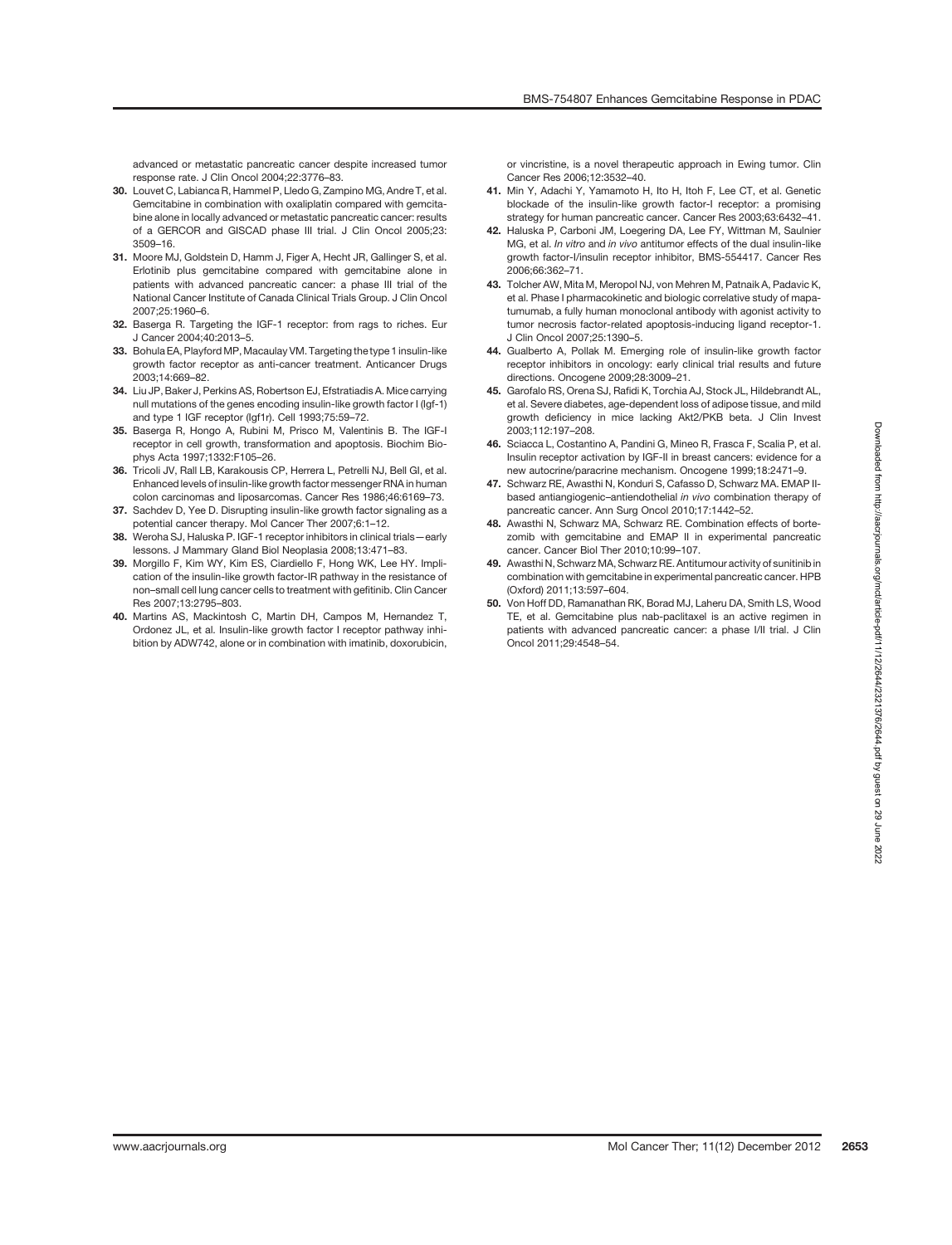advanced or metastatic pancreatic cancer despite increased tumor response rate. J Clin Oncol 2004;22:3776–83.

30. Louvet C, Labianca R, Hammel P, Lledo G, Zampino MG, Andre T, et al. Gemcitabine in combination with oxaliplatin compared with gemcitabine alone in locally advanced or metastatic pancreatic cancer: results of a GERCOR and GISCAD phase III trial. J Clin Oncol 2005;23: 3509–16.
31. Moore MJ, Goldstein D, Hamm J, Figer A, Hecht JR, Gallinger S, et al. Erlotinib plus gemcitabine compared with gemcitabine alone in patients with advanced pancreatic cancer: a phase III trial of the National Cancer Institute of Canada Clinical Trials Group. J Clin Oncol 2007;25:1960–6.
32. Baserga R. Targeting the IGF-1 receptor: from rags to riches. Eur J Cancer 2004;40:2013–5.
33. Bohula EA, Playford MP, Macaulay VM. Targeting the type 1 insulin-like growth factor receptor as anti-cancer treatment. Anticancer Drugs 2003;14:669–82.
34. Liu JP, Baker J, Perkins AS, Robertson EJ, Efstratiadis A. Mice carrying null mutations of the genes encoding insulin-like growth factor I (Igf-1) and type 1 IGF receptor (Igf1r). Cell 1993;75:59–72.
35. Baserga R, Hongo A, Rubini M, Prisco M, Valentinis B. The IGF-I receptor in cell growth, transformation and apoptosis. Biochim Biophys Acta 1997;1332:F105–26.
36. Tricoli JV, Rall LB, Karakousis CP, Herrera L, Petrelli NJ, Bell GI, et al. Enhanced levels of insulin-like growth factor messenger RNA in human colon carcinomas and liposarcomas. Cancer Res 1986;46:6169–73.
37. Sachdev D, Yee D. Disrupting insulin-like growth factor signaling as a potential cancer therapy. Mol Cancer Ther 2007;6:1–12.
38. Weroha SJ, Haluska P. IGF-1 receptor inhibitors in clinical trials—early lessons. J Mammary Gland Biol Neoplasia 2008;13:471–83.
39. Morgillo F, Kim WY, Kim ES, Ciardiello F, Hong WK, Lee HY. Implication of the insulin-like growth factor-IR pathway in the resistance of non–small cell lung cancer cells to treatment with gefitinib. Clin Cancer Res 2007;13:2795–803.
40. Martins AS, Mackintosh C, Martin DH, Campos M, Hernandez T, Ordonez JL, et al. Insulin-like growth factor I receptor pathway inhibition by ADW742, alone or in combination with imatinib, doxorubicin, or vincristine, is a novel therapeutic approach in Ewing tumor. Clin Cancer Res 2006;12:3532–40.
41. Min Y, Adachi Y, Yamamoto H, Ito H, Itoh F, Lee CT, et al. Genetic blockade of the insulin-like growth factor-I receptor: a promising strategy for human pancreatic cancer. Cancer Res 2003;63:6432–41.
42. Haluska P, Carboni JM, Loegering DA, Lee FY, Wittman M, Saulnier MG, et al. *In vitro* and *in vivo* antitumor effects of the dual insulin-like growth factor-I/insulin receptor inhibitor, BMS-554417. Cancer Res 2006;66:362–71.
43. Tolcher AW, Mita M, Meropol NJ, von Mehren M, Patnaik A, Padavic K, et al. Phase I pharmacokinetic and biologic correlative study of mapatumumab, a fully human monoclonal antibody with agonist activity to tumor necrosis factor-related apoptosis-inducing ligand receptor-1. J Clin Oncol 2007;25:1390–5.
44. Gualberto A, Pollak M. Emerging role of insulin-like growth factor receptor inhibitors in oncology: early clinical trial results and future directions. Oncogene 2009;28:3009–21.
45. Garofalo RS, Orena SJ, Rafidi K, Torchia AJ, Stock JL, Hildebrandt AL, et al. Severe diabetes, age-dependent loss of adipose tissue, and mild growth deficiency in mice lacking Akt2/PKB beta. J Clin Invest 2003;112:197–208.
46. Sciacca L, Costantino A, Pandini G, Mineo R, Frasca F, Scalia P, et al. Insulin receptor activation by IGF-II in breast cancers: evidence for a new autocrine/paracrine mechanism. Oncogene 1999;18:2471–9.
47. Schwarz RE, Awasthi N, Konduri S, Cafasso D, Schwarz MA. EMAP II-based antiangiogenic–antiendothelial *in vivo* combination therapy of pancreatic cancer. Ann Surg Oncol 2010;17:1442–52.
48. Awasthi N, Schwarz MA, Schwarz RE. Combination effects of bortezomib with gemcitabine and EMAP II in experimental pancreatic cancer. Cancer Biol Ther 2010;10:99–107.
49. Awasthi N, Schwarz MA, Schwarz RE. Antitumour activity of sunitinib in combination with gemcitabine in experimental pancreatic cancer. HPB (Oxford) 2011;13:597–604.
50. Von Hoff DD, Ramanathan RK, Borad MJ, Laheru DA, Smith LS, Wood TE, et al. Gemcitabine plus nab-paclitaxel is an active regimen in patients with advanced pancreatic cancer: a phase I/II trial. J Clin Oncol 2011;29:4548–54.